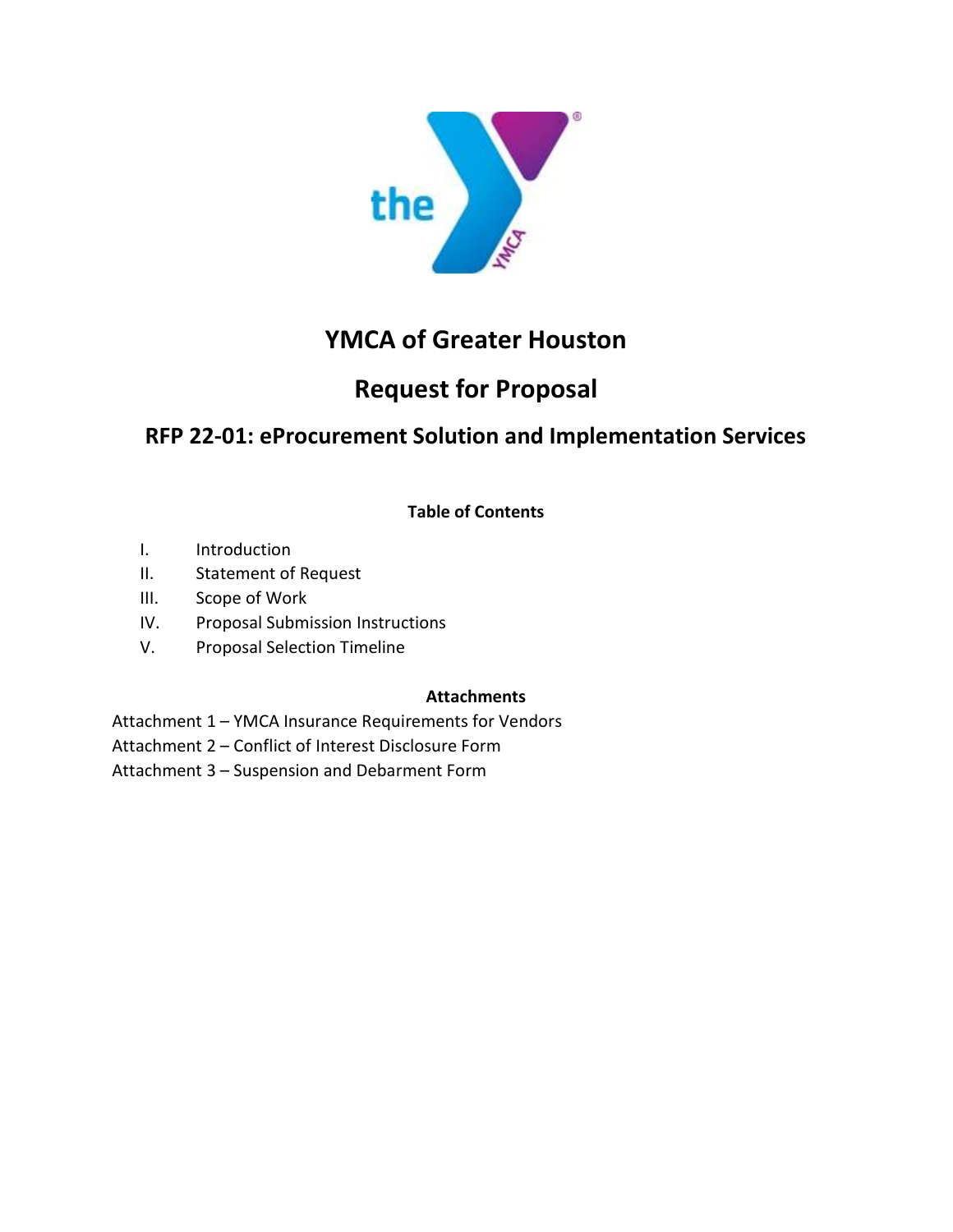# YMCA of Greater Houston

## Request for Proposal

### RFP 22-01: eProcurement Solution and Implementation Services

**Table of Contents**

I. Introduction
II. Statement of Request
III. Scope of Work
IV. Proposal Submission Instructions
V. Proposal Selection Timeline

**Attachments**

Attachment 1 – YMCA Insurance Requirements for Vendors
Attachment 2 – Conflict of Interest Disclosure Form
Attachment 3 – Suspension and Debarment Form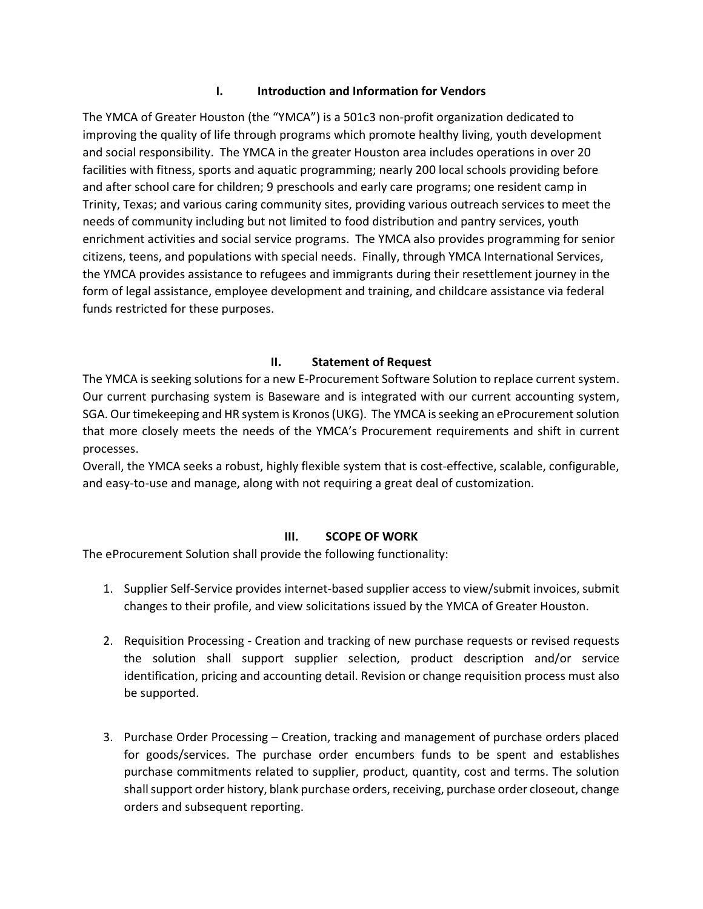## I. Introduction and Information for Vendors

The YMCA of Greater Houston (the "YMCA") is a 501c3 non-profit organization dedicated to improving the quality of life through programs which promote healthy living, youth development and social responsibility. The YMCA in the greater Houston area includes operations in over 20 facilities with fitness, sports and aquatic programming; nearly 200 local schools providing before and after school care for children; 9 preschools and early care programs; one resident camp in Trinity, Texas; and various caring community sites, providing various outreach services to meet the needs of community including but not limited to food distribution and pantry services, youth enrichment activities and social service programs. The YMCA also provides programming for senior citizens, teens, and populations with special needs. Finally, through YMCA International Services, the YMCA provides assistance to refugees and immigrants during their resettlement journey in the form of legal assistance, employee development and training, and childcare assistance via federal funds restricted for these purposes.

## II. Statement of Request

The YMCA is seeking solutions for a new E-Procurement Software Solution to replace current system. Our current purchasing system is Baseware and is integrated with our current accounting system, SGA. Our timekeeping and HR system is Kronos (UKG). The YMCA is seeking an eProcurement solution that more closely meets the needs of the YMCA's Procurement requirements and shift in current processes.

Overall, the YMCA seeks a robust, highly flexible system that is cost-effective, scalable, configurable, and easy-to-use and manage, along with not requiring a great deal of customization.

## III. SCOPE OF WORK

The eProcurement Solution shall provide the following functionality:

1. Supplier Self-Service provides internet-based supplier access to view/submit invoices, submit changes to their profile, and view solicitations issued by the YMCA of Greater Houston.

2. Requisition Processing - Creation and tracking of new purchase requests or revised requests the solution shall support supplier selection, product description and/or service identification, pricing and accounting detail. Revision or change requisition process must also be supported.

3. Purchase Order Processing – Creation, tracking and management of purchase orders placed for goods/services. The purchase order encumbers funds to be spent and establishes purchase commitments related to supplier, product, quantity, cost and terms. The solution shall support order history, blank purchase orders, receiving, purchase order closeout, change orders and subsequent reporting.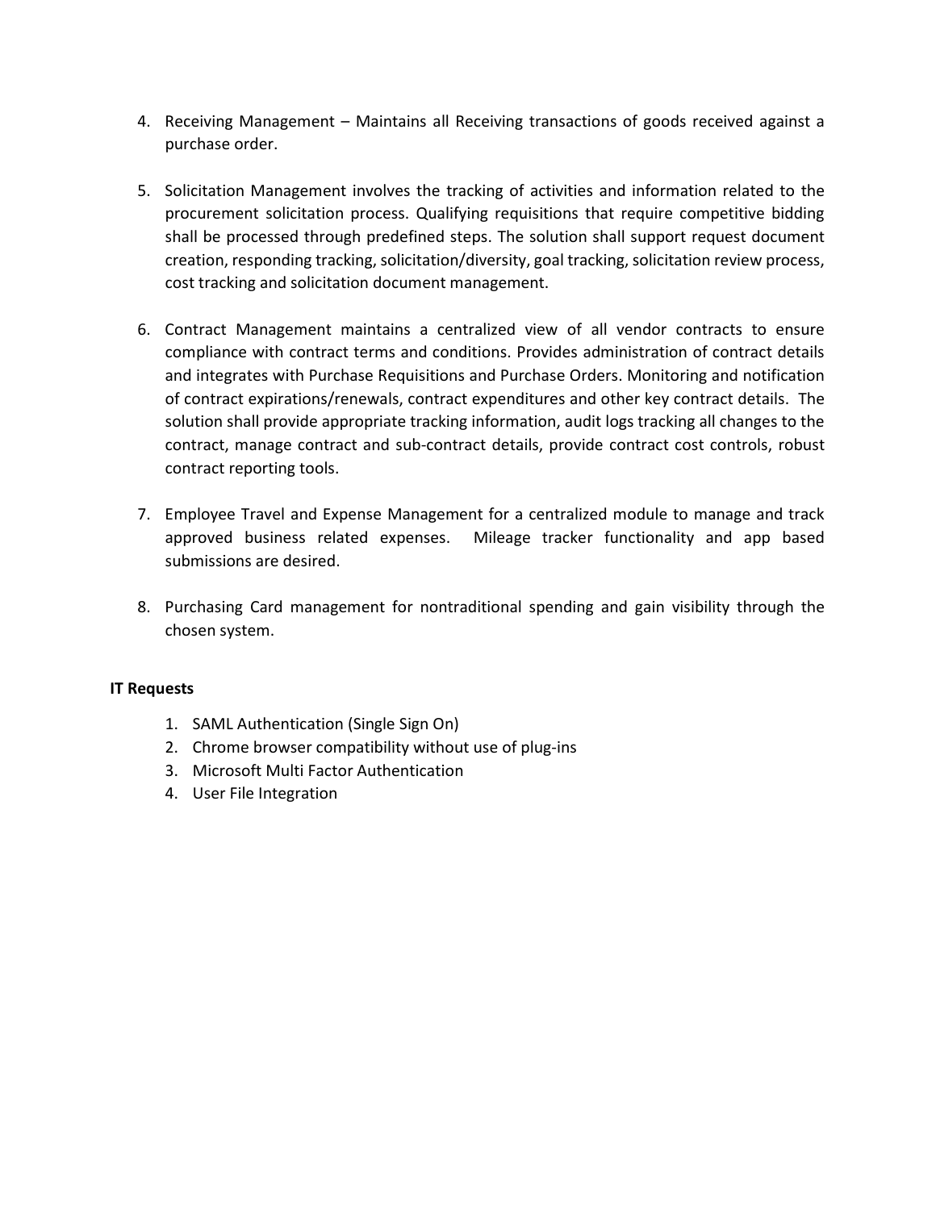4. Receiving Management – Maintains all Receiving transactions of goods received against a purchase order.

5. Solicitation Management involves the tracking of activities and information related to the procurement solicitation process. Qualifying requisitions that require competitive bidding shall be processed through predefined steps. The solution shall support request document creation, responding tracking, solicitation/diversity, goal tracking, solicitation review process, cost tracking and solicitation document management.

6. Contract Management maintains a centralized view of all vendor contracts to ensure compliance with contract terms and conditions. Provides administration of contract details and integrates with Purchase Requisitions and Purchase Orders. Monitoring and notification of contract expirations/renewals, contract expenditures and other key contract details. The solution shall provide appropriate tracking information, audit logs tracking all changes to the contract, manage contract and sub-contract details, provide contract cost controls, robust contract reporting tools.

7. Employee Travel and Expense Management for a centralized module to manage and track approved business related expenses. Mileage tracker functionality and app based submissions are desired.

8. Purchasing Card management for nontraditional spending and gain visibility through the chosen system.

**IT Requests**

1. SAML Authentication (Single Sign On)
2. Chrome browser compatibility without use of plug-ins
3. Microsoft Multi Factor Authentication
4. User File Integration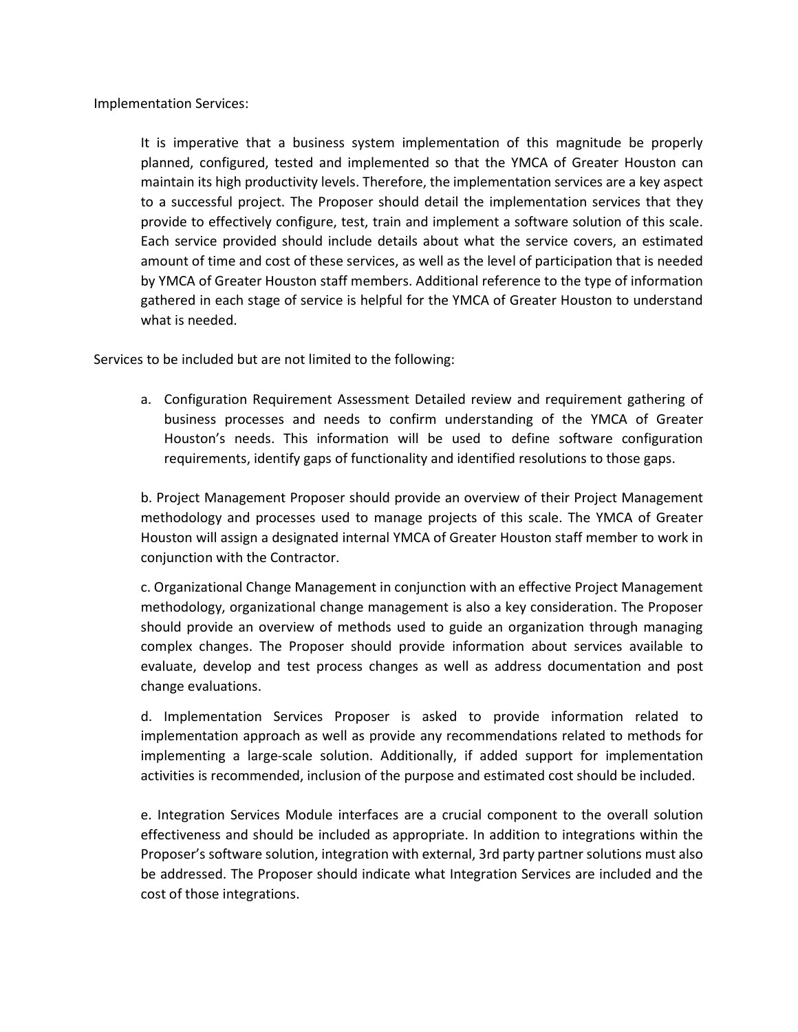Implementation Services:

It is imperative that a business system implementation of this magnitude be properly planned, configured, tested and implemented so that the YMCA of Greater Houston can maintain its high productivity levels. Therefore, the implementation services are a key aspect to a successful project. The Proposer should detail the implementation services that they provide to effectively configure, test, train and implement a software solution of this scale. Each service provided should include details about what the service covers, an estimated amount of time and cost of these services, as well as the level of participation that is needed by YMCA of Greater Houston staff members. Additional reference to the type of information gathered in each stage of service is helpful for the YMCA of Greater Houston to understand what is needed.

Services to be included but are not limited to the following:

a. Configuration Requirement Assessment Detailed review and requirement gathering of business processes and needs to confirm understanding of the YMCA of Greater Houston's needs. This information will be used to define software configuration requirements, identify gaps of functionality and identified resolutions to those gaps.

b. Project Management Proposer should provide an overview of their Project Management methodology and processes used to manage projects of this scale. The YMCA of Greater Houston will assign a designated internal YMCA of Greater Houston staff member to work in conjunction with the Contractor.

c. Organizational Change Management in conjunction with an effective Project Management methodology, organizational change management is also a key consideration. The Proposer should provide an overview of methods used to guide an organization through managing complex changes. The Proposer should provide information about services available to evaluate, develop and test process changes as well as address documentation and post change evaluations.

d. Implementation Services Proposer is asked to provide information related to implementation approach as well as provide any recommendations related to methods for implementing a large-scale solution. Additionally, if added support for implementation activities is recommended, inclusion of the purpose and estimated cost should be included.

e. Integration Services Module interfaces are a crucial component to the overall solution effectiveness and should be included as appropriate. In addition to integrations within the Proposer's software solution, integration with external, 3rd party partner solutions must also be addressed. The Proposer should indicate what Integration Services are included and the cost of those integrations.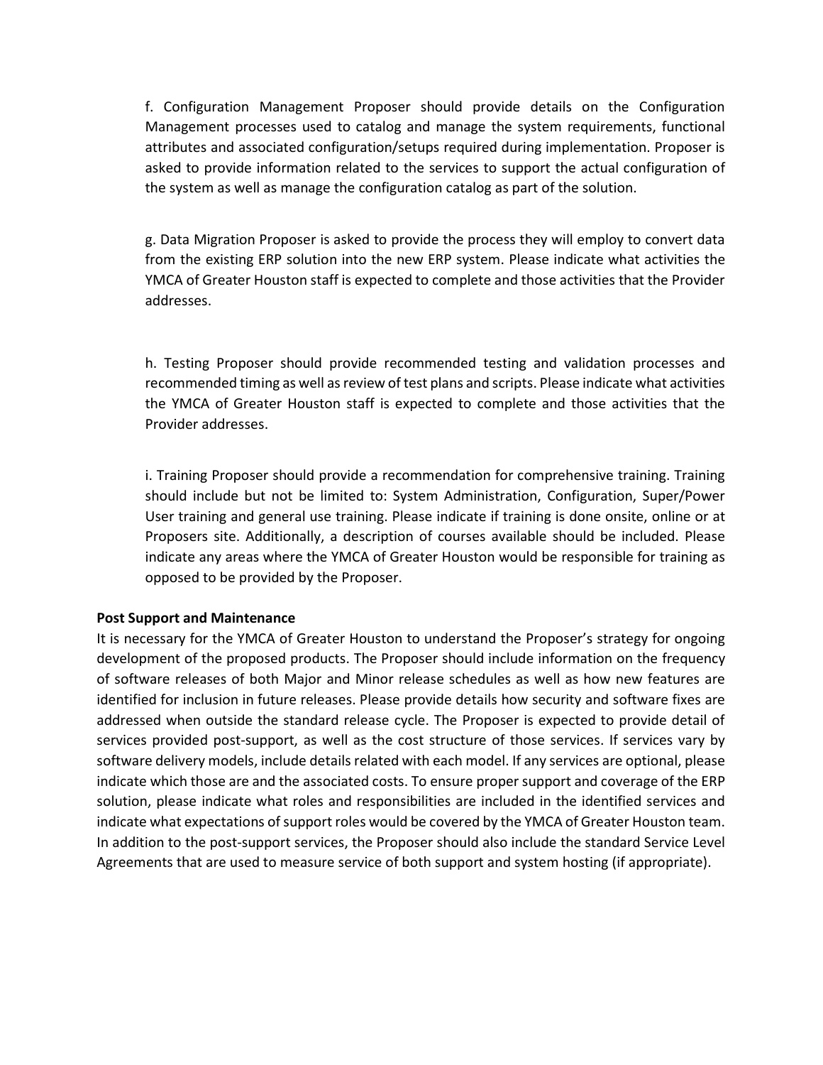f. Configuration Management Proposer should provide details on the Configuration Management processes used to catalog and manage the system requirements, functional attributes and associated configuration/setups required during implementation. Proposer is asked to provide information related to the services to support the actual configuration of the system as well as manage the configuration catalog as part of the solution.

g. Data Migration Proposer is asked to provide the process they will employ to convert data from the existing ERP solution into the new ERP system. Please indicate what activities the YMCA of Greater Houston staff is expected to complete and those activities that the Provider addresses.

h. Testing Proposer should provide recommended testing and validation processes and recommended timing as well as review of test plans and scripts. Please indicate what activities the YMCA of Greater Houston staff is expected to complete and those activities that the Provider addresses.

i. Training Proposer should provide a recommendation for comprehensive training. Training should include but not be limited to: System Administration, Configuration, Super/Power User training and general use training. Please indicate if training is done onsite, online or at Proposers site. Additionally, a description of courses available should be included. Please indicate any areas where the YMCA of Greater Houston would be responsible for training as opposed to be provided by the Proposer.

**Post Support and Maintenance**

It is necessary for the YMCA of Greater Houston to understand the Proposer's strategy for ongoing development of the proposed products. The Proposer should include information on the frequency of software releases of both Major and Minor release schedules as well as how new features are identified for inclusion in future releases. Please provide details how security and software fixes are addressed when outside the standard release cycle. The Proposer is expected to provide detail of services provided post-support, as well as the cost structure of those services. If services vary by software delivery models, include details related with each model. If any services are optional, please indicate which those are and the associated costs. To ensure proper support and coverage of the ERP solution, please indicate what roles and responsibilities are included in the identified services and indicate what expectations of support roles would be covered by the YMCA of Greater Houston team. In addition to the post-support services, the Proposer should also include the standard Service Level Agreements that are used to measure service of both support and system hosting (if appropriate).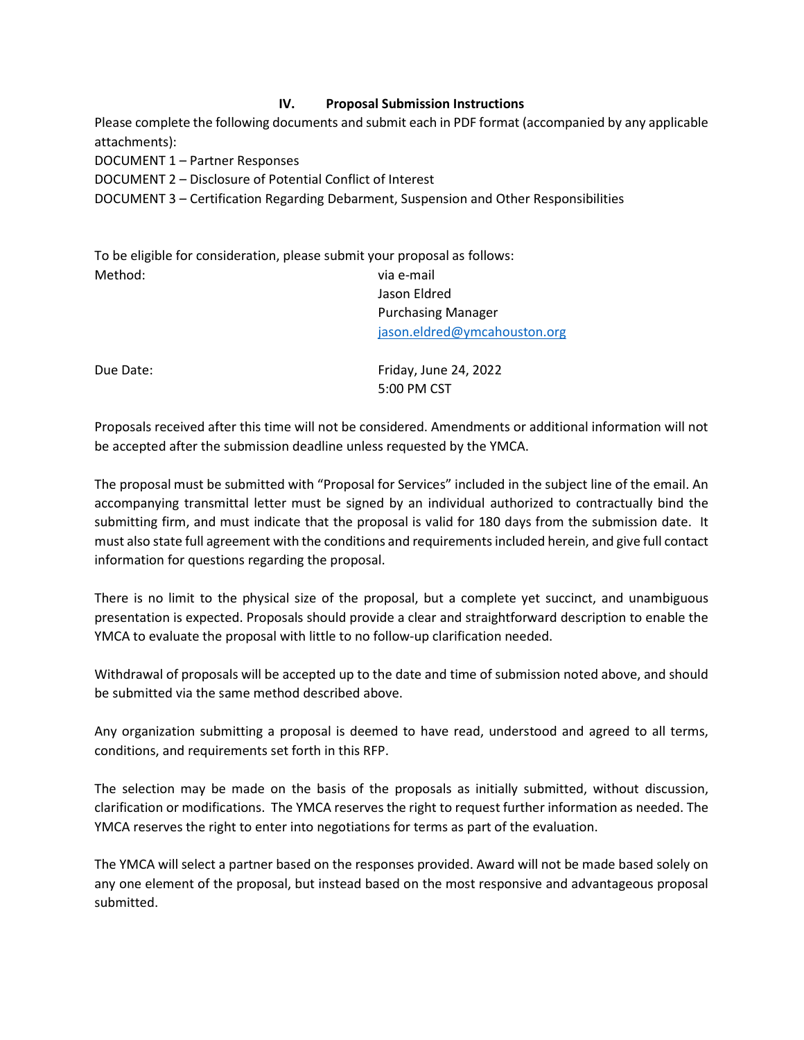## IV. Proposal Submission Instructions

Please complete the following documents and submit each in PDF format (accompanied by any applicable attachments):

DOCUMENT 1 – Partner Responses
DOCUMENT 2 – Disclosure of Potential Conflict of Interest
DOCUMENT 3 – Certification Regarding Debarment, Suspension and Other Responsibilities

To be eligible for consideration, please submit your proposal as follows:

| | |
|---|---|
| Method: | via e-mail<br>Jason Eldred<br>Purchasing Manager<br>[jason.eldred@ymcahouston.org](mailto:jason.eldred@ymcahouston.org) |
| Due Date: | Friday, June 24, 2022<br>5:00 PM CST |

Proposals received after this time will not be considered. Amendments or additional information will not be accepted after the submission deadline unless requested by the YMCA.

The proposal must be submitted with "Proposal for Services" included in the subject line of the email. An accompanying transmittal letter must be signed by an individual authorized to contractually bind the submitting firm, and must indicate that the proposal is valid for 180 days from the submission date. It must also state full agreement with the conditions and requirements included herein, and give full contact information for questions regarding the proposal.

There is no limit to the physical size of the proposal, but a complete yet succinct, and unambiguous presentation is expected. Proposals should provide a clear and straightforward description to enable the YMCA to evaluate the proposal with little to no follow-up clarification needed.

Withdrawal of proposals will be accepted up to the date and time of submission noted above, and should be submitted via the same method described above.

Any organization submitting a proposal is deemed to have read, understood and agreed to all terms, conditions, and requirements set forth in this RFP.

The selection may be made on the basis of the proposals as initially submitted, without discussion, clarification or modifications. The YMCA reserves the right to request further information as needed. The YMCA reserves the right to enter into negotiations for terms as part of the evaluation.

The YMCA will select a partner based on the responses provided. Award will not be made based solely on any one element of the proposal, but instead based on the most responsive and advantageous proposal submitted.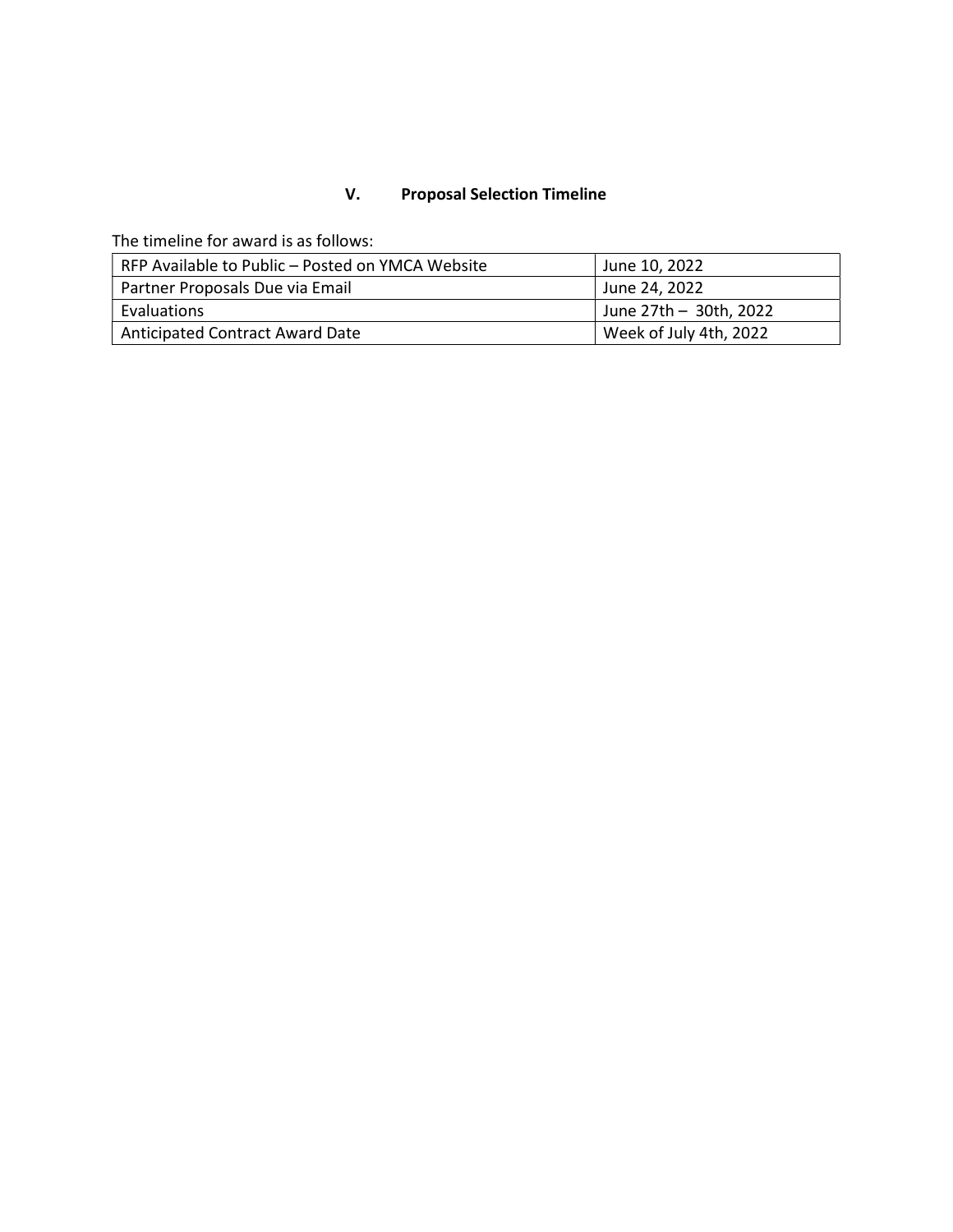## V. Proposal Selection Timeline

The timeline for award is as follows:

| | |
|---|---|
| RFP Available to Public – Posted on YMCA Website | June 10, 2022 |
| Partner Proposals Due via Email | June 24, 2022 |
| Evaluations | June 27th – 30th, 2022 |
| Anticipated Contract Award Date | Week of July 4th, 2022 |